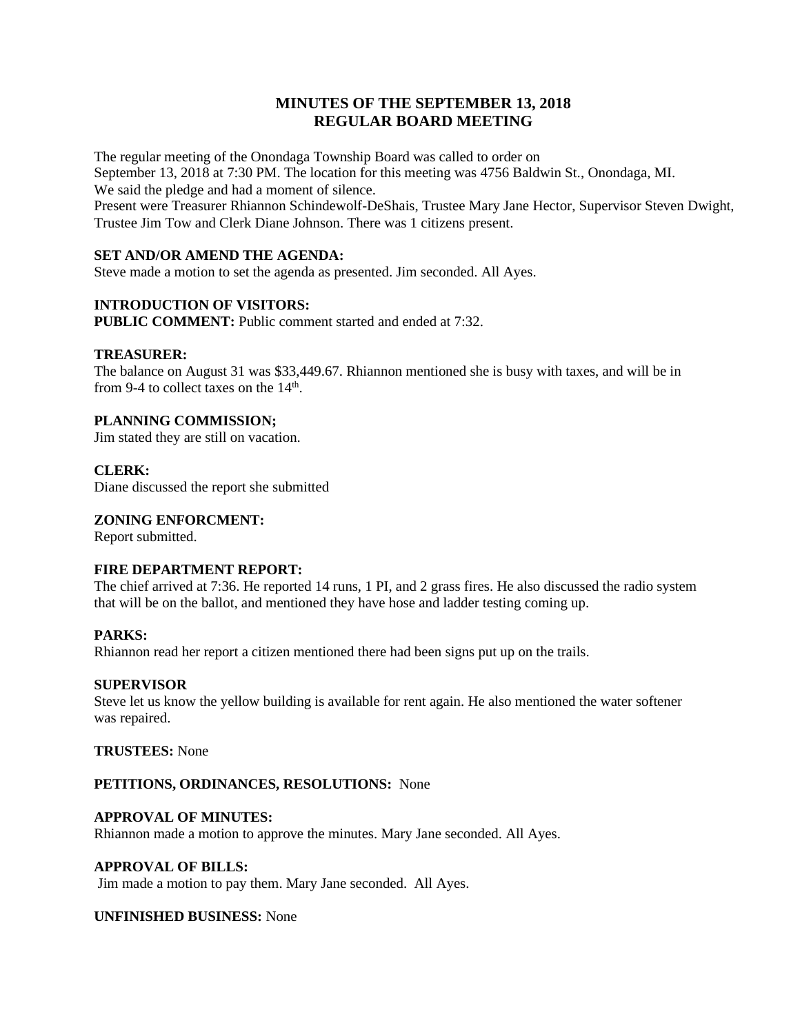# MINUTES OF THE SEPTEMBER 13, 2018
# REGULAR BOARD MEETING

The regular meeting of the Onondaga Township Board was called to order on September 13, 2018 at 7:30 PM. The location for this meeting was 4756 Baldwin St., Onondaga, MI. We said the pledge and had a moment of silence.
Present were Treasurer Rhiannon Schindewolf-DeShais, Trustee Mary Jane Hector, Supervisor Steven Dwight, Trustee Jim Tow and Clerk Diane Johnson. There was 1 citizens present.

**SET AND/OR AMEND THE AGENDA:**
Steve made a motion to set the agenda as presented. Jim seconded. All Ayes.

**INTRODUCTION OF VISITORS:**
**PUBLIC COMMENT:** Public comment started and ended at 7:32.

**TREASURER:**
The balance on August 31 was $33,449.67. Rhiannon mentioned she is busy with taxes, and will be in from 9-4 to collect taxes on the 14th.

**PLANNING COMMISSION;**
Jim stated they are still on vacation.

**CLERK:**
Diane discussed the report she submitted

**ZONING ENFORCMENT:**
Report submitted.

**FIRE DEPARTMENT REPORT:**
The chief arrived at 7:36. He reported 14 runs, 1 PI, and 2 grass fires. He also discussed the radio system that will be on the ballot, and mentioned they have hose and ladder testing coming up.

**PARKS:**
Rhiannon read her report a citizen mentioned there had been signs put up on the trails.

**SUPERVISOR**
Steve let us know the yellow building is available for rent again. He also mentioned the water softener was repaired.

**TRUSTEES:** None

**PETITIONS, ORDINANCES, RESOLUTIONS:** None

**APPROVAL OF MINUTES:**
Rhiannon made a motion to approve the minutes. Mary Jane seconded. All Ayes.

**APPROVAL OF BILLS:**
Jim made a motion to pay them. Mary Jane seconded. All Ayes.

**UNFINISHED BUSINESS:** None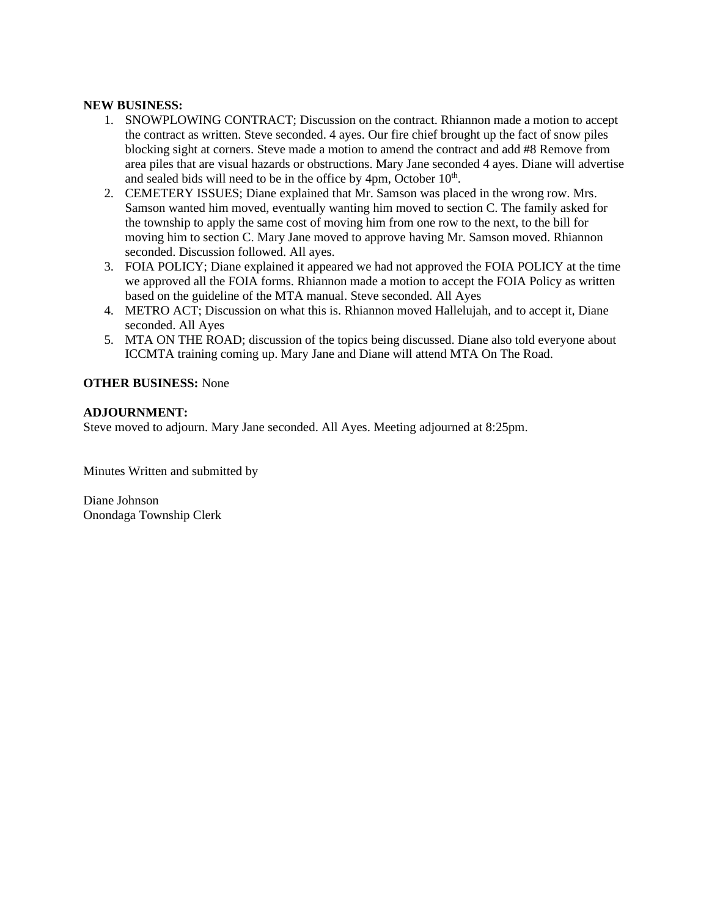**NEW BUSINESS:**

1. SNOWPLOWING CONTRACT; Discussion on the contract. Rhiannon made a motion to accept the contract as written. Steve seconded. 4 ayes. Our fire chief brought up the fact of snow piles blocking sight at corners. Steve made a motion to amend the contract and add #8 Remove from area piles that are visual hazards or obstructions. Mary Jane seconded 4 ayes. Diane will advertise and sealed bids will need to be in the office by 4pm, October 10th.
2. CEMETERY ISSUES; Diane explained that Mr. Samson was placed in the wrong row. Mrs. Samson wanted him moved, eventually wanting him moved to section C. The family asked for the township to apply the same cost of moving him from one row to the next, to the bill for moving him to section C. Mary Jane moved to approve having Mr. Samson moved. Rhiannon seconded. Discussion followed. All ayes.
3. FOIA POLICY; Diane explained it appeared we had not approved the FOIA POLICY at the time we approved all the FOIA forms. Rhiannon made a motion to accept the FOIA Policy as written based on the guideline of the MTA manual. Steve seconded. All Ayes
4. METRO ACT; Discussion on what this is. Rhiannon moved Hallelujah, and to accept it, Diane seconded. All Ayes
5. MTA ON THE ROAD; discussion of the topics being discussed. Diane also told everyone about ICCMTA training coming up. Mary Jane and Diane will attend MTA On The Road.

**OTHER BUSINESS:** None

**ADJOURNMENT:**
Steve moved to adjourn. Mary Jane seconded. All Ayes. Meeting adjourned at 8:25pm.

Minutes Written and submitted by

Diane Johnson
Onondaga Township Clerk